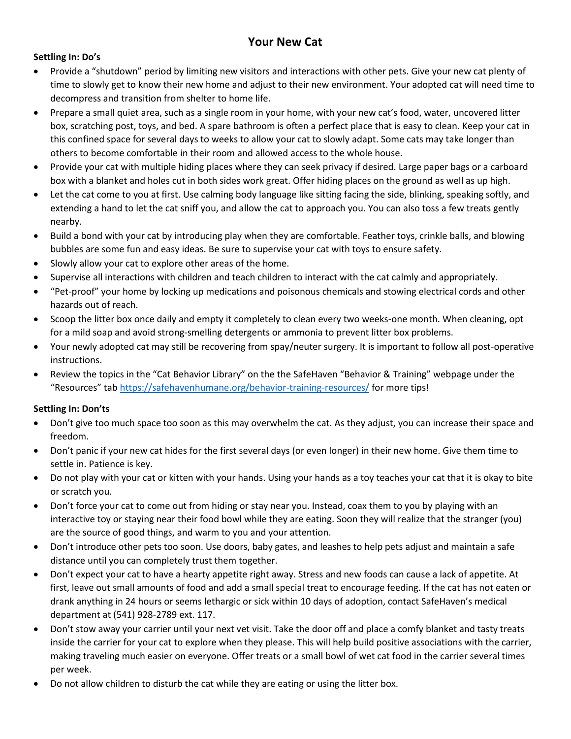# Your New Cat

**Settling In: Do's**

- Provide a "shutdown" period by limiting new visitors and interactions with other pets. Give your new cat plenty of time to slowly get to know their new home and adjust to their new environment. Your adopted cat will need time to decompress and transition from shelter to home life.
- Prepare a small quiet area, such as a single room in your home, with your new cat's food, water, uncovered litter box, scratching post, toys, and bed. A spare bathroom is often a perfect place that is easy to clean. Keep your cat in this confined space for several days to weeks to allow your cat to slowly adapt. Some cats may take longer than others to become comfortable in their room and allowed access to the whole house.
- Provide your cat with multiple hiding places where they can seek privacy if desired. Large paper bags or a carboard box with a blanket and holes cut in both sides work great. Offer hiding places on the ground as well as up high.
- Let the cat come to you at first. Use calming body language like sitting facing the side, blinking, speaking softly, and extending a hand to let the cat sniff you, and allow the cat to approach you. You can also toss a few treats gently nearby.
- Build a bond with your cat by introducing play when they are comfortable. Feather toys, crinkle balls, and blowing bubbles are some fun and easy ideas. Be sure to supervise your cat with toys to ensure safety.
- Slowly allow your cat to explore other areas of the home.
- Supervise all interactions with children and teach children to interact with the cat calmly and appropriately.
- "Pet-proof" your home by locking up medications and poisonous chemicals and stowing electrical cords and other hazards out of reach.
- Scoop the litter box once daily and empty it completely to clean every two weeks-one month. When cleaning, opt for a mild soap and avoid strong-smelling detergents or ammonia to prevent litter box problems.
- Your newly adopted cat may still be recovering from spay/neuter surgery. It is important to follow all post-operative instructions.
- Review the topics in the "Cat Behavior Library" on the the SafeHaven "Behavior & Training" webpage under the "Resources" tab [https://safehavenhumane.org/behavior-training-resources/](https://safehavenhumane.org/behavior-training-resources/) for more tips!

**Settling In: Don'ts**

- Don't give too much space too soon as this may overwhelm the cat. As they adjust, you can increase their space and freedom.
- Don't panic if your new cat hides for the first several days (or even longer) in their new home. Give them time to settle in. Patience is key.
- Do not play with your cat or kitten with your hands. Using your hands as a toy teaches your cat that it is okay to bite or scratch you.
- Don't force your cat to come out from hiding or stay near you. Instead, coax them to you by playing with an interactive toy or staying near their food bowl while they are eating. Soon they will realize that the stranger (you) are the source of good things, and warm to you and your attention.
- Don't introduce other pets too soon. Use doors, baby gates, and leashes to help pets adjust and maintain a safe distance until you can completely trust them together.
- Don't expect your cat to have a hearty appetite right away. Stress and new foods can cause a lack of appetite. At first, leave out small amounts of food and add a small special treat to encourage feeding. If the cat has not eaten or drank anything in 24 hours or seems lethargic or sick within 10 days of adoption, contact SafeHaven's medical department at (541) 928-2789 ext. 117.
- Don't stow away your carrier until your next vet visit. Take the door off and place a comfy blanket and tasty treats inside the carrier for your cat to explore when they please. This will help build positive associations with the carrier, making traveling much easier on everyone. Offer treats or a small bowl of wet cat food in the carrier several times per week.
- Do not allow children to disturb the cat while they are eating or using the litter box.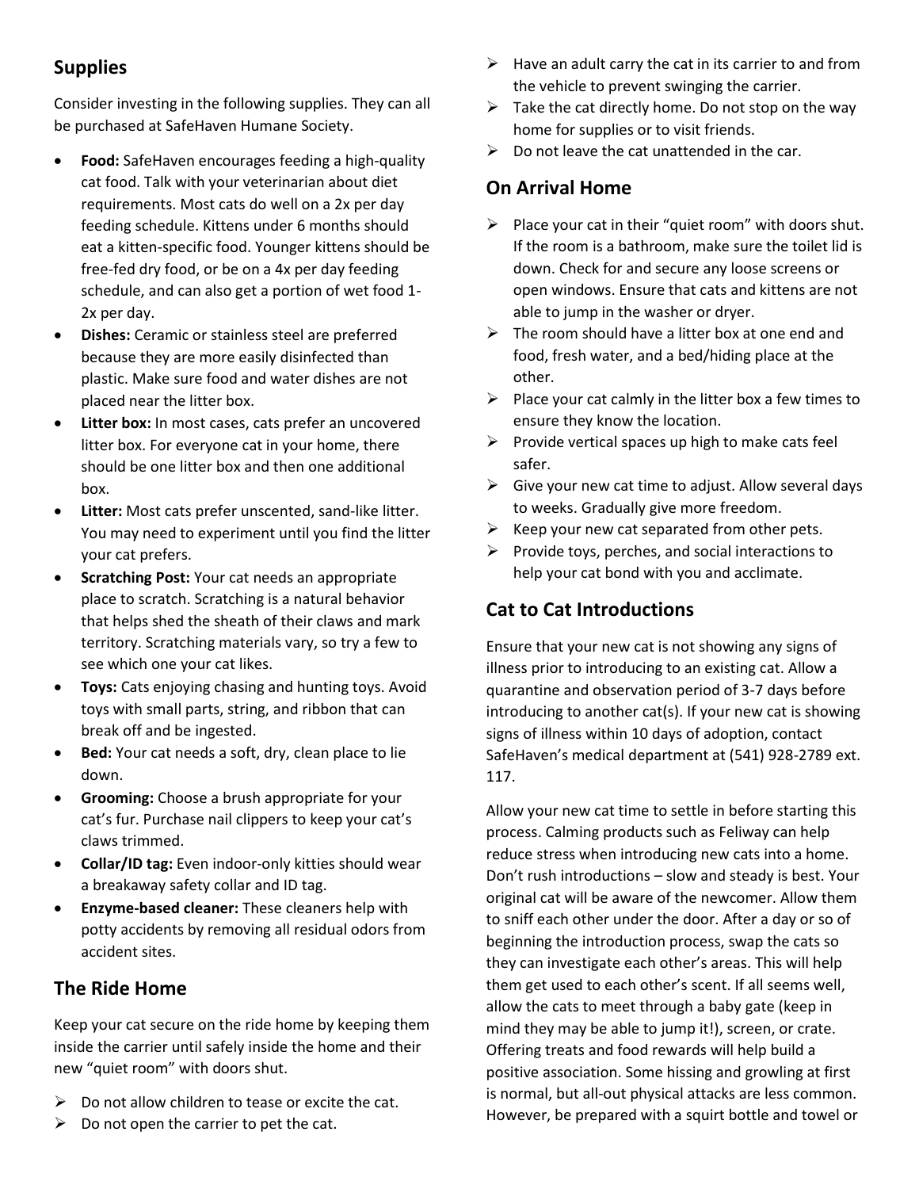## Supplies

Consider investing in the following supplies. They can all be purchased at SafeHaven Humane Society.

- **Food:** SafeHaven encourages feeding a high-quality cat food. Talk with your veterinarian about diet requirements. Most cats do well on a 2x per day feeding schedule. Kittens under 6 months should eat a kitten-specific food. Younger kittens should be free-fed dry food, or be on a 4x per day feeding schedule, and can also get a portion of wet food 1-2x per day.
- **Dishes:** Ceramic or stainless steel are preferred because they are more easily disinfected than plastic. Make sure food and water dishes are not placed near the litter box.
- **Litter box:** In most cases, cats prefer an uncovered litter box. For everyone cat in your home, there should be one litter box and then one additional box.
- **Litter:** Most cats prefer unscented, sand-like litter. You may need to experiment until you find the litter your cat prefers.
- **Scratching Post:** Your cat needs an appropriate place to scratch. Scratching is a natural behavior that helps shed the sheath of their claws and mark territory. Scratching materials vary, so try a few to see which one your cat likes.
- **Toys:** Cats enjoying chasing and hunting toys. Avoid toys with small parts, string, and ribbon that can break off and be ingested.
- **Bed:** Your cat needs a soft, dry, clean place to lie down.
- **Grooming:** Choose a brush appropriate for your cat's fur. Purchase nail clippers to keep your cat's claws trimmed.
- **Collar/ID tag:** Even indoor-only kitties should wear a breakaway safety collar and ID tag.
- **Enzyme-based cleaner:** These cleaners help with potty accidents by removing all residual odors from accident sites.

## The Ride Home

Keep your cat secure on the ride home by keeping them inside the carrier until safely inside the home and their new "quiet room" with doors shut.

- Do not allow children to tease or excite the cat.
- Do not open the carrier to pet the cat.
- Have an adult carry the cat in its carrier to and from the vehicle to prevent swinging the carrier.
- Take the cat directly home. Do not stop on the way home for supplies or to visit friends.
- Do not leave the cat unattended in the car.

## On Arrival Home

- Place your cat in their "quiet room" with doors shut. If the room is a bathroom, make sure the toilet lid is down. Check for and secure any loose screens or open windows. Ensure that cats and kittens are not able to jump in the washer or dryer.
- The room should have a litter box at one end and food, fresh water, and a bed/hiding place at the other.
- Place your cat calmly in the litter box a few times to ensure they know the location.
- Provide vertical spaces up high to make cats feel safer.
- Give your new cat time to adjust. Allow several days to weeks. Gradually give more freedom.
- Keep your new cat separated from other pets.
- Provide toys, perches, and social interactions to help your cat bond with you and acclimate.

## Cat to Cat Introductions

Ensure that your new cat is not showing any signs of illness prior to introducing to an existing cat. Allow a quarantine and observation period of 3-7 days before introducing to another cat(s). If your new cat is showing signs of illness within 10 days of adoption, contact SafeHaven's medical department at (541) 928-2789 ext. 117.

Allow your new cat time to settle in before starting this process. Calming products such as Feliway can help reduce stress when introducing new cats into a home. Don't rush introductions – slow and steady is best. Your original cat will be aware of the newcomer. Allow them to sniff each other under the door. After a day or so of beginning the introduction process, swap the cats so they can investigate each other's areas. This will help them get used to each other's scent. If all seems well, allow the cats to meet through a baby gate (keep in mind they may be able to jump it!), screen, or crate. Offering treats and food rewards will help build a positive association. Some hissing and growling at first is normal, but all-out physical attacks are less common. However, be prepared with a squirt bottle and towel or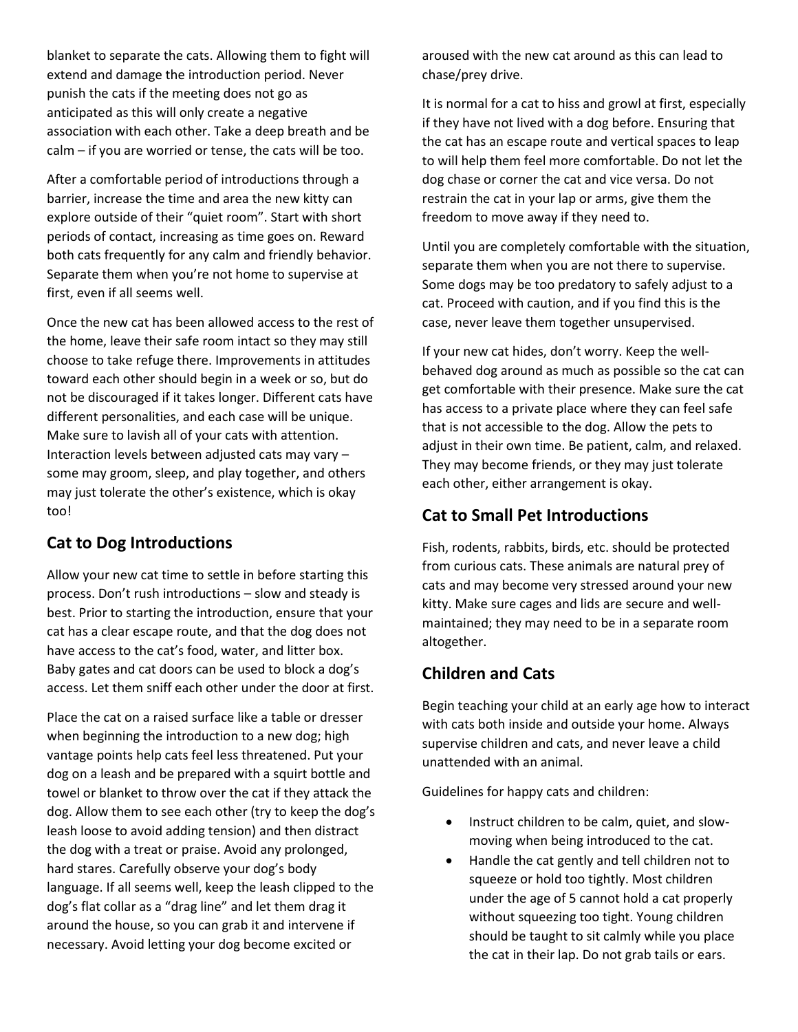blanket to separate the cats. Allowing them to fight will extend and damage the introduction period. Never punish the cats if the meeting does not go as anticipated as this will only create a negative association with each other. Take a deep breath and be calm – if you are worried or tense, the cats will be too.

After a comfortable period of introductions through a barrier, increase the time and area the new kitty can explore outside of their "quiet room". Start with short periods of contact, increasing as time goes on. Reward both cats frequently for any calm and friendly behavior. Separate them when you're not home to supervise at first, even if all seems well.

Once the new cat has been allowed access to the rest of the home, leave their safe room intact so they may still choose to take refuge there. Improvements in attitudes toward each other should begin in a week or so, but do not be discouraged if it takes longer. Different cats have different personalities, and each case will be unique. Make sure to lavish all of your cats with attention. Interaction levels between adjusted cats may vary – some may groom, sleep, and play together, and others may just tolerate the other's existence, which is okay too!

## Cat to Dog Introductions

Allow your new cat time to settle in before starting this process. Don't rush introductions – slow and steady is best. Prior to starting the introduction, ensure that your cat has a clear escape route, and that the dog does not have access to the cat's food, water, and litter box. Baby gates and cat doors can be used to block a dog's access. Let them sniff each other under the door at first.

Place the cat on a raised surface like a table or dresser when beginning the introduction to a new dog; high vantage points help cats feel less threatened. Put your dog on a leash and be prepared with a squirt bottle and towel or blanket to throw over the cat if they attack the dog. Allow them to see each other (try to keep the dog's leash loose to avoid adding tension) and then distract the dog with a treat or praise. Avoid any prolonged, hard stares. Carefully observe your dog's body language. If all seems well, keep the leash clipped to the dog's flat collar as a "drag line" and let them drag it around the house, so you can grab it and intervene if necessary. Avoid letting your dog become excited or aroused with the new cat around as this can lead to chase/prey drive.

It is normal for a cat to hiss and growl at first, especially if they have not lived with a dog before. Ensuring that the cat has an escape route and vertical spaces to leap to will help them feel more comfortable. Do not let the dog chase or corner the cat and vice versa. Do not restrain the cat in your lap or arms, give them the freedom to move away if they need to.

Until you are completely comfortable with the situation, separate them when you are not there to supervise. Some dogs may be too predatory to safely adjust to a cat. Proceed with caution, and if you find this is the case, never leave them together unsupervised.

If your new cat hides, don't worry. Keep the well-behaved dog around as much as possible so the cat can get comfortable with their presence. Make sure the cat has access to a private place where they can feel safe that is not accessible to the dog. Allow the pets to adjust in their own time. Be patient, calm, and relaxed. They may become friends, or they may just tolerate each other, either arrangement is okay.

## Cat to Small Pet Introductions

Fish, rodents, rabbits, birds, etc. should be protected from curious cats. These animals are natural prey of cats and may become very stressed around your new kitty. Make sure cages and lids are secure and well-maintained; they may need to be in a separate room altogether.

## Children and Cats

Begin teaching your child at an early age how to interact with cats both inside and outside your home. Always supervise children and cats, and never leave a child unattended with an animal.

Guidelines for happy cats and children:

- Instruct children to be calm, quiet, and slow-moving when being introduced to the cat.
- Handle the cat gently and tell children not to squeeze or hold too tightly. Most children under the age of 5 cannot hold a cat properly without squeezing too tight. Young children should be taught to sit calmly while you place the cat in their lap. Do not grab tails or ears.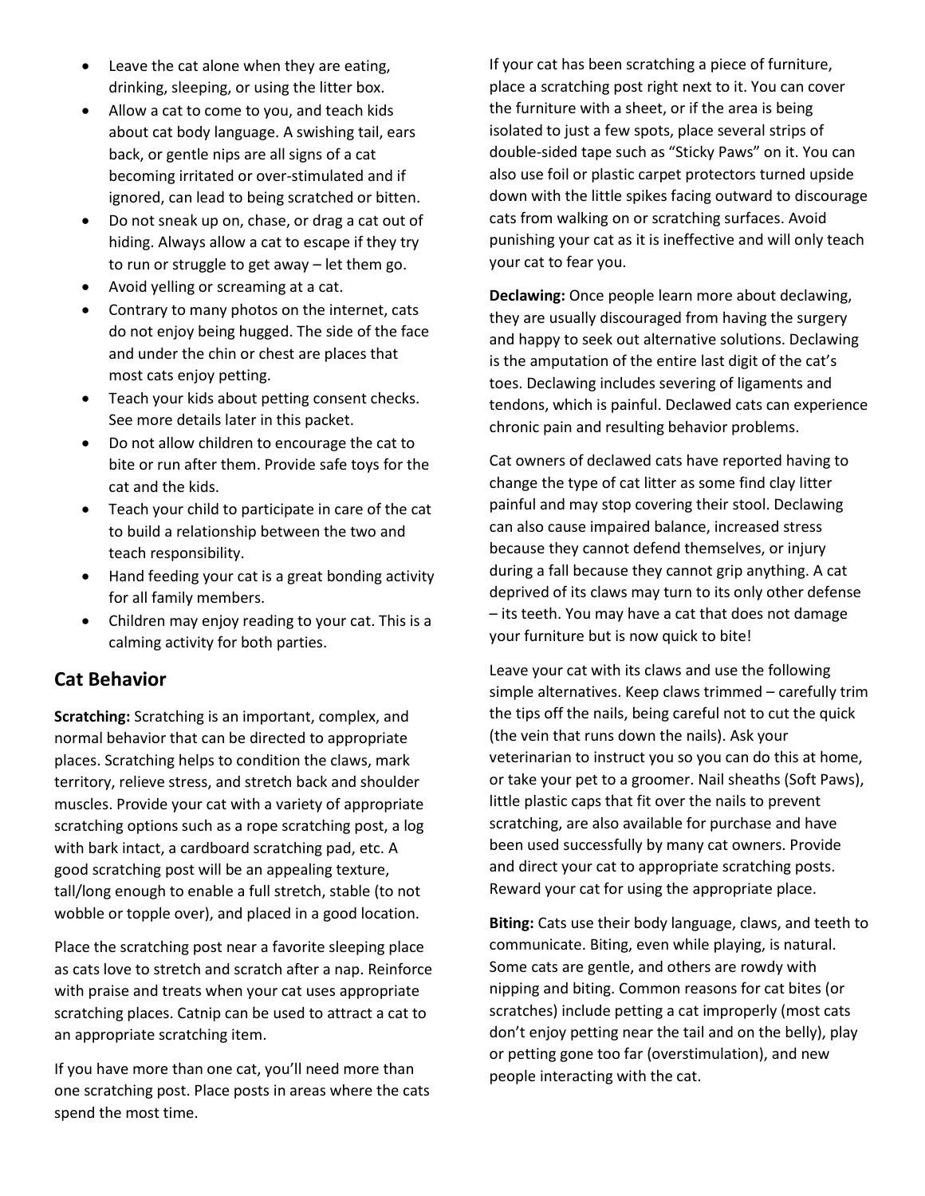- Leave the cat alone when they are eating, drinking, sleeping, or using the litter box.
- Allow a cat to come to you, and teach kids about cat body language. A swishing tail, ears back, or gentle nips are all signs of a cat becoming irritated or over-stimulated and if ignored, can lead to being scratched or bitten.
- Do not sneak up on, chase, or drag a cat out of hiding. Always allow a cat to escape if they try to run or struggle to get away – let them go.
- Avoid yelling or screaming at a cat.
- Contrary to many photos on the internet, cats do not enjoy being hugged. The side of the face and under the chin or chest are places that most cats enjoy petting.
- Teach your kids about petting consent checks. See more details later in this packet.
- Do not allow children to encourage the cat to bite or run after them. Provide safe toys for the cat and the kids.
- Teach your child to participate in care of the cat to build a relationship between the two and teach responsibility.
- Hand feeding your cat is a great bonding activity for all family members.
- Children may enjoy reading to your cat. This is a calming activity for both parties.

## Cat Behavior

**Scratching:** Scratching is an important, complex, and normal behavior that can be directed to appropriate places. Scratching helps to condition the claws, mark territory, relieve stress, and stretch back and shoulder muscles. Provide your cat with a variety of appropriate scratching options such as a rope scratching post, a log with bark intact, a cardboard scratching pad, etc. A good scratching post will be an appealing texture, tall/long enough to enable a full stretch, stable (to not wobble or topple over), and placed in a good location.

Place the scratching post near a favorite sleeping place as cats love to stretch and scratch after a nap. Reinforce with praise and treats when your cat uses appropriate scratching places. Catnip can be used to attract a cat to an appropriate scratching item.

If you have more than one cat, you'll need more than one scratching post. Place posts in areas where the cats spend the most time.

If your cat has been scratching a piece of furniture, place a scratching post right next to it. You can cover the furniture with a sheet, or if the area is being isolated to just a few spots, place several strips of double-sided tape such as "Sticky Paws" on it. You can also use foil or plastic carpet protectors turned upside down with the little spikes facing outward to discourage cats from walking on or scratching surfaces. Avoid punishing your cat as it is ineffective and will only teach your cat to fear you.

**Declawing:** Once people learn more about declawing, they are usually discouraged from having the surgery and happy to seek out alternative solutions. Declawing is the amputation of the entire last digit of the cat's toes. Declawing includes severing of ligaments and tendons, which is painful. Declawed cats can experience chronic pain and resulting behavior problems.

Cat owners of declawed cats have reported having to change the type of cat litter as some find clay litter painful and may stop covering their stool. Declawing can also cause impaired balance, increased stress because they cannot defend themselves, or injury during a fall because they cannot grip anything. A cat deprived of its claws may turn to its only other defense – its teeth. You may have a cat that does not damage your furniture but is now quick to bite!

Leave your cat with its claws and use the following simple alternatives. Keep claws trimmed – carefully trim the tips off the nails, being careful not to cut the quick (the vein that runs down the nails). Ask your veterinarian to instruct you so you can do this at home, or take your pet to a groomer. Nail sheaths (Soft Paws), little plastic caps that fit over the nails to prevent scratching, are also available for purchase and have been used successfully by many cat owners. Provide and direct your cat to appropriate scratching posts. Reward your cat for using the appropriate place.

**Biting:** Cats use their body language, claws, and teeth to communicate. Biting, even while playing, is natural. Some cats are gentle, and others are rowdy with nipping and biting. Common reasons for cat bites (or scratches) include petting a cat improperly (most cats don't enjoy petting near the tail and on the belly), play or petting gone too far (overstimulation), and new people interacting with the cat.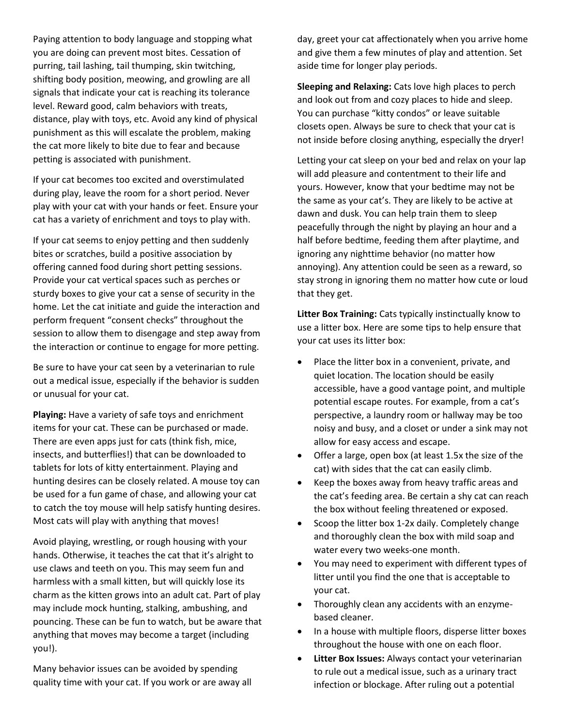Paying attention to body language and stopping what you are doing can prevent most bites. Cessation of purring, tail lashing, tail thumping, skin twitching, shifting body position, meowing, and growling are all signals that indicate your cat is reaching its tolerance level. Reward good, calm behaviors with treats, distance, play with toys, etc. Avoid any kind of physical punishment as this will escalate the problem, making the cat more likely to bite due to fear and because petting is associated with punishment.

If your cat becomes too excited and overstimulated during play, leave the room for a short period. Never play with your cat with your hands or feet. Ensure your cat has a variety of enrichment and toys to play with.

If your cat seems to enjoy petting and then suddenly bites or scratches, build a positive association by offering canned food during short petting sessions. Provide your cat vertical spaces such as perches or sturdy boxes to give your cat a sense of security in the home. Let the cat initiate and guide the interaction and perform frequent "consent checks" throughout the session to allow them to disengage and step away from the interaction or continue to engage for more petting.

Be sure to have your cat seen by a veterinarian to rule out a medical issue, especially if the behavior is sudden or unusual for your cat.

**Playing:** Have a variety of safe toys and enrichment items for your cat. These can be purchased or made. There are even apps just for cats (think fish, mice, insects, and butterflies!) that can be downloaded to tablets for lots of kitty entertainment. Playing and hunting desires can be closely related. A mouse toy can be used for a fun game of chase, and allowing your cat to catch the toy mouse will help satisfy hunting desires. Most cats will play with anything that moves!

Avoid playing, wrestling, or rough housing with your hands. Otherwise, it teaches the cat that it's alright to use claws and teeth on you. This may seem fun and harmless with a small kitten, but will quickly lose its charm as the kitten grows into an adult cat. Part of play may include mock hunting, stalking, ambushing, and pouncing. These can be fun to watch, but be aware that anything that moves may become a target (including you!).

Many behavior issues can be avoided by spending quality time with your cat. If you work or are away all day, greet your cat affectionately when you arrive home and give them a few minutes of play and attention. Set aside time for longer play periods.

**Sleeping and Relaxing:** Cats love high places to perch and look out from and cozy places to hide and sleep. You can purchase "kitty condos" or leave suitable closets open. Always be sure to check that your cat is not inside before closing anything, especially the dryer!

Letting your cat sleep on your bed and relax on your lap will add pleasure and contentment to their life and yours. However, know that your bedtime may not be the same as your cat's. They are likely to be active at dawn and dusk. You can help train them to sleep peacefully through the night by playing an hour and a half before bedtime, feeding them after playtime, and ignoring any nighttime behavior (no matter how annoying). Any attention could be seen as a reward, so stay strong in ignoring them no matter how cute or loud that they get.

**Litter Box Training:** Cats typically instinctually know to use a litter box. Here are some tips to help ensure that your cat uses its litter box:

- Place the litter box in a convenient, private, and quiet location. The location should be easily accessible, have a good vantage point, and multiple potential escape routes. For example, from a cat's perspective, a laundry room or hallway may be too noisy and busy, and a closet or under a sink may not allow for easy access and escape.
- Offer a large, open box (at least 1.5x the size of the cat) with sides that the cat can easily climb.
- Keep the boxes away from heavy traffic areas and the cat's feeding area. Be certain a shy cat can reach the box without feeling threatened or exposed.
- Scoop the litter box 1-2x daily. Completely change and thoroughly clean the box with mild soap and water every two weeks-one month.
- You may need to experiment with different types of litter until you find the one that is acceptable to your cat.
- Thoroughly clean any accidents with an enzyme-based cleaner.
- In a house with multiple floors, disperse litter boxes throughout the house with one on each floor.
- **Litter Box Issues:** Always contact your veterinarian to rule out a medical issue, such as a urinary tract infection or blockage. After ruling out a potential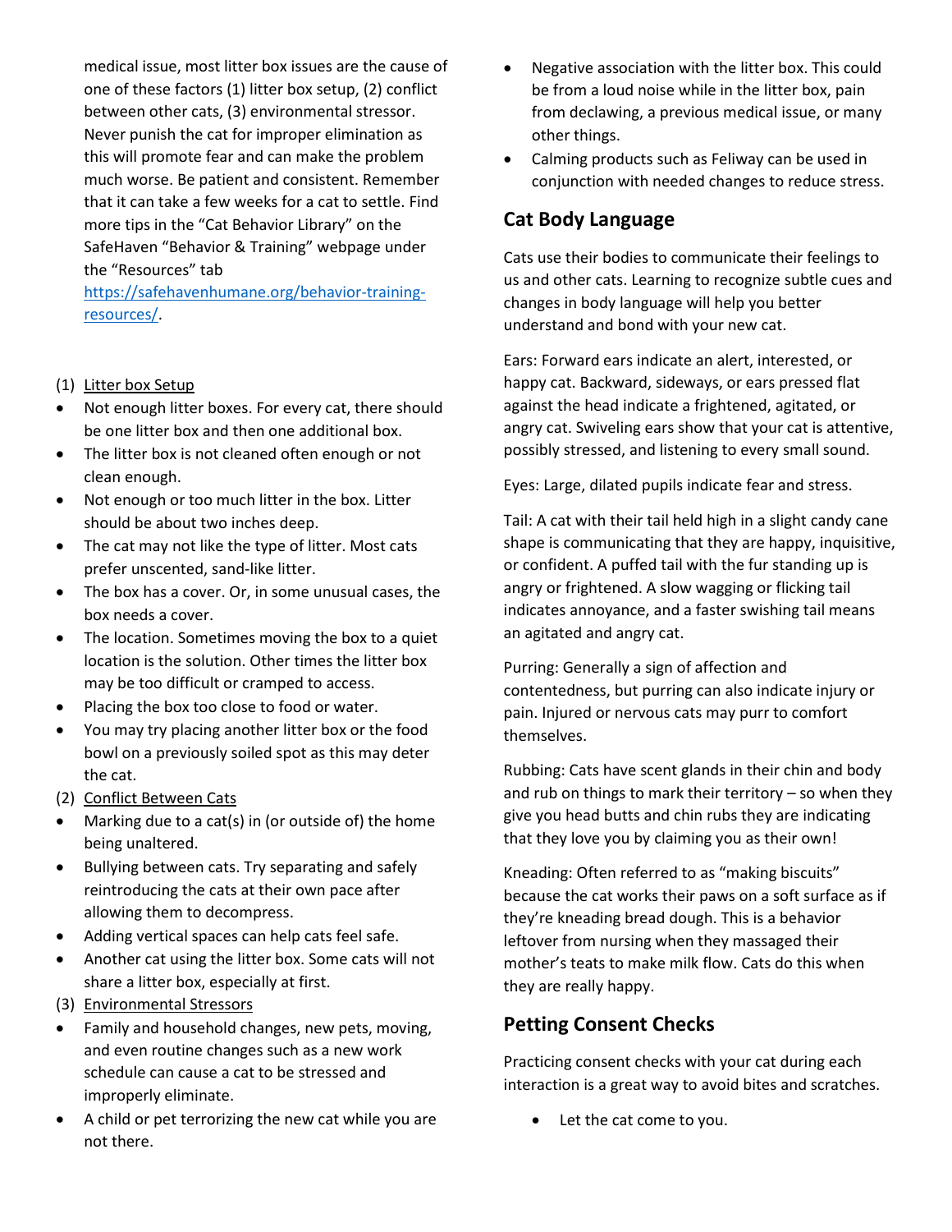medical issue, most litter box issues are the cause of one of these factors (1) litter box setup, (2) conflict between other cats, (3) environmental stressor. Never punish the cat for improper elimination as this will promote fear and can make the problem much worse. Be patient and consistent. Remember that it can take a few weeks for a cat to settle. Find more tips in the "Cat Behavior Library" on the SafeHaven "Behavior & Training" webpage under the "Resources" tab [https://safehavenhumane.org/behavior-training-resources/](https://safehavenhumane.org/behavior-training-resources/).

(1) Litter box Setup

- Not enough litter boxes. For every cat, there should be one litter box and then one additional box.
- The litter box is not cleaned often enough or not clean enough.
- Not enough or too much litter in the box. Litter should be about two inches deep.
- The cat may not like the type of litter. Most cats prefer unscented, sand-like litter.
- The box has a cover. Or, in some unusual cases, the box needs a cover.
- The location. Sometimes moving the box to a quiet location is the solution. Other times the litter box may be too difficult or cramped to access.
- Placing the box too close to food or water.
- You may try placing another litter box or the food bowl on a previously soiled spot as this may deter the cat.

(2) Conflict Between Cats

- Marking due to a cat(s) in (or outside of) the home being unaltered.
- Bullying between cats. Try separating and safely reintroducing the cats at their own pace after allowing them to decompress.
- Adding vertical spaces can help cats feel safe.
- Another cat using the litter box. Some cats will not share a litter box, especially at first.

(3) Environmental Stressors

- Family and household changes, new pets, moving, and even routine changes such as a new work schedule can cause a cat to be stressed and improperly eliminate.
- A child or pet terrorizing the new cat while you are not there.
- Negative association with the litter box. This could be from a loud noise while in the litter box, pain from declawing, a previous medical issue, or many other things.
- Calming products such as Feliway can be used in conjunction with needed changes to reduce stress.

## Cat Body Language

Cats use their bodies to communicate their feelings to us and other cats. Learning to recognize subtle cues and changes in body language will help you better understand and bond with your new cat.

Ears: Forward ears indicate an alert, interested, or happy cat. Backward, sideways, or ears pressed flat against the head indicate a frightened, agitated, or angry cat. Swiveling ears show that your cat is attentive, possibly stressed, and listening to every small sound.

Eyes: Large, dilated pupils indicate fear and stress.

Tail: A cat with their tail held high in a slight candy cane shape is communicating that they are happy, inquisitive, or confident. A puffed tail with the fur standing up is angry or frightened. A slow wagging or flicking tail indicates annoyance, and a faster swishing tail means an agitated and angry cat.

Purring: Generally a sign of affection and contentedness, but purring can also indicate injury or pain. Injured or nervous cats may purr to comfort themselves.

Rubbing: Cats have scent glands in their chin and body and rub on things to mark their territory – so when they give you head butts and chin rubs they are indicating that they love you by claiming you as their own!

Kneading: Often referred to as "making biscuits" because the cat works their paws on a soft surface as if they're kneading bread dough. This is a behavior leftover from nursing when they massaged their mother's teats to make milk flow. Cats do this when they are really happy.

## Petting Consent Checks

Practicing consent checks with your cat during each interaction is a great way to avoid bites and scratches.

- Let the cat come to you.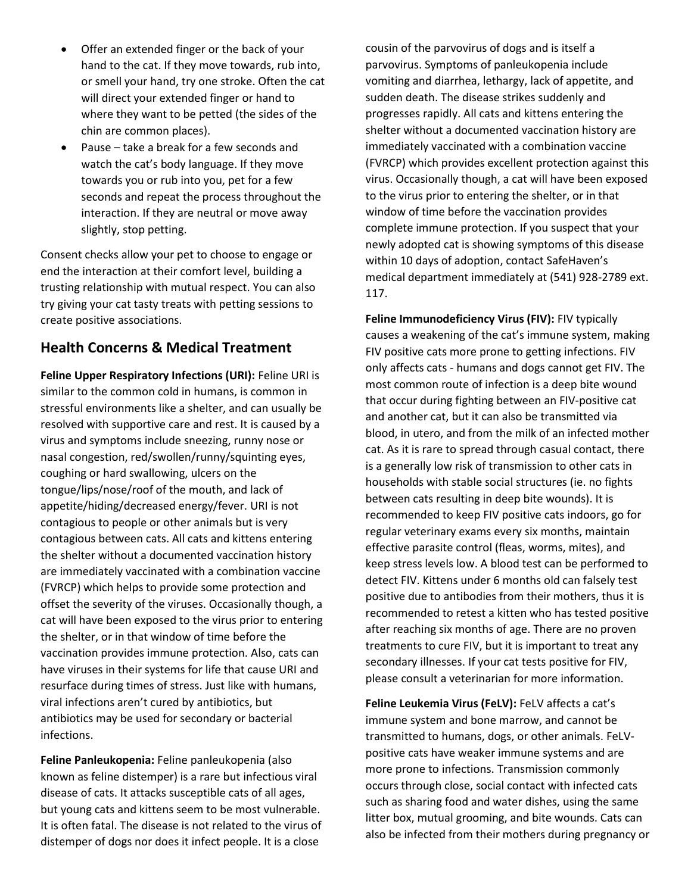- Offer an extended finger or the back of your hand to the cat. If they move towards, rub into, or smell your hand, try one stroke. Often the cat will direct your extended finger or hand to where they want to be petted (the sides of the chin are common places).
- Pause – take a break for a few seconds and watch the cat's body language. If they move towards you or rub into you, pet for a few seconds and repeat the process throughout the interaction. If they are neutral or move away slightly, stop petting.

Consent checks allow your pet to choose to engage or end the interaction at their comfort level, building a trusting relationship with mutual respect. You can also try giving your cat tasty treats with petting sessions to create positive associations.

## Health Concerns & Medical Treatment

**Feline Upper Respiratory Infections (URI):** Feline URI is similar to the common cold in humans, is common in stressful environments like a shelter, and can usually be resolved with supportive care and rest. It is caused by a virus and symptoms include sneezing, runny nose or nasal congestion, red/swollen/runny/squinting eyes, coughing or hard swallowing, ulcers on the tongue/lips/nose/roof of the mouth, and lack of appetite/hiding/decreased energy/fever. URI is not contagious to people or other animals but is very contagious between cats. All cats and kittens entering the shelter without a documented vaccination history are immediately vaccinated with a combination vaccine (FVRCP) which helps to provide some protection and offset the severity of the viruses. Occasionally though, a cat will have been exposed to the virus prior to entering the shelter, or in that window of time before the vaccination provides immune protection. Also, cats can have viruses in their systems for life that cause URI and resurface during times of stress. Just like with humans, viral infections aren't cured by antibiotics, but antibiotics may be used for secondary or bacterial infections.

**Feline Panleukopenia:** Feline panleukopenia (also known as feline distemper) is a rare but infectious viral disease of cats. It attacks susceptible cats of all ages, but young cats and kittens seem to be most vulnerable. It is often fatal. The disease is not related to the virus of distemper of dogs nor does it infect people. It is a close cousin of the parvovirus of dogs and is itself a parvovirus. Symptoms of panleukopenia include vomiting and diarrhea, lethargy, lack of appetite, and sudden death. The disease strikes suddenly and progresses rapidly. All cats and kittens entering the shelter without a documented vaccination history are immediately vaccinated with a combination vaccine (FVRCP) which provides excellent protection against this virus. Occasionally though, a cat will have been exposed to the virus prior to entering the shelter, or in that window of time before the vaccination provides complete immune protection. If you suspect that your newly adopted cat is showing symptoms of this disease within 10 days of adoption, contact SafeHaven's medical department immediately at (541) 928-2789 ext. 117.

**Feline Immunodeficiency Virus (FIV):** FIV typically causes a weakening of the cat's immune system, making FIV positive cats more prone to getting infections. FIV only affects cats - humans and dogs cannot get FIV. The most common route of infection is a deep bite wound that occur during fighting between an FIV-positive cat and another cat, but it can also be transmitted via blood, in utero, and from the milk of an infected mother cat. As it is rare to spread through casual contact, there is a generally low risk of transmission to other cats in households with stable social structures (ie. no fights between cats resulting in deep bite wounds). It is recommended to keep FIV positive cats indoors, go for regular veterinary exams every six months, maintain effective parasite control (fleas, worms, mites), and keep stress levels low. A blood test can be performed to detect FIV. Kittens under 6 months old can falsely test positive due to antibodies from their mothers, thus it is recommended to retest a kitten who has tested positive after reaching six months of age. There are no proven treatments to cure FIV, but it is important to treat any secondary illnesses. If your cat tests positive for FIV, please consult a veterinarian for more information.

**Feline Leukemia Virus (FeLV):** FeLV affects a cat's immune system and bone marrow, and cannot be transmitted to humans, dogs, or other animals. FeLV-positive cats have weaker immune systems and are more prone to infections. Transmission commonly occurs through close, social contact with infected cats such as sharing food and water dishes, using the same litter box, mutual grooming, and bite wounds. Cats can also be infected from their mothers during pregnancy or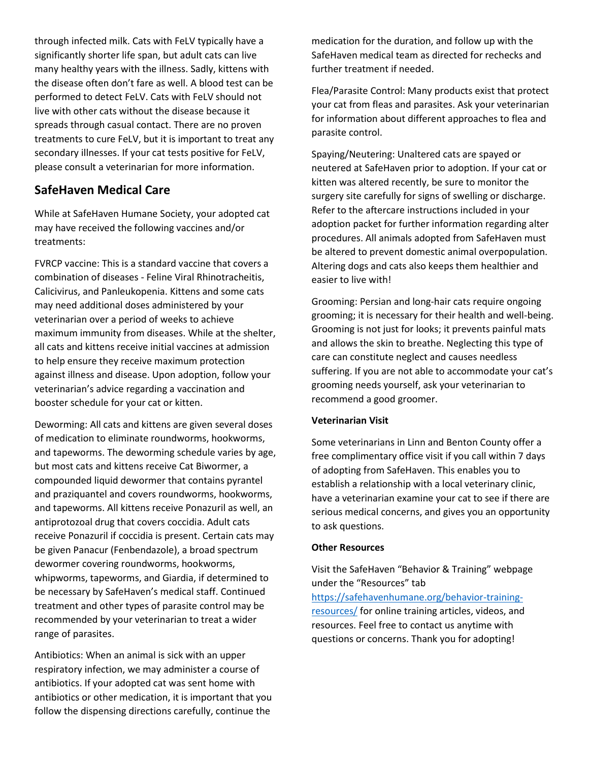through infected milk. Cats with FeLV typically have a significantly shorter life span, but adult cats can live many healthy years with the illness. Sadly, kittens with the disease often don't fare as well. A blood test can be performed to detect FeLV. Cats with FeLV should not live with other cats without the disease because it spreads through casual contact. There are no proven treatments to cure FeLV, but it is important to treat any secondary illnesses. If your cat tests positive for FeLV, please consult a veterinarian for more information.

## SafeHaven Medical Care

While at SafeHaven Humane Society, your adopted cat may have received the following vaccines and/or treatments:

FVRCP vaccine: This is a standard vaccine that covers a combination of diseases - Feline Viral Rhinotracheitis, Calicivirus, and Panleukopenia. Kittens and some cats may need additional doses administered by your veterinarian over a period of weeks to achieve maximum immunity from diseases. While at the shelter, all cats and kittens receive initial vaccines at admission to help ensure they receive maximum protection against illness and disease. Upon adoption, follow your veterinarian's advice regarding a vaccination and booster schedule for your cat or kitten.

Deworming: All cats and kittens are given several doses of medication to eliminate roundworms, hookworms, and tapeworms. The deworming schedule varies by age, but most cats and kittens receive Cat Biwormer, a compounded liquid dewormer that contains pyrantel and praziquantel and covers roundworms, hookworms, and tapeworms. All kittens receive Ponazuril as well, an antiprotozoal drug that covers coccidia. Adult cats receive Ponazuril if coccidia is present. Certain cats may be given Panacur (Fenbendazole), a broad spectrum dewormer covering roundworms, hookworms, whipworms, tapeworms, and Giardia, if determined to be necessary by SafeHaven's medical staff. Continued treatment and other types of parasite control may be recommended by your veterinarian to treat a wider range of parasites.

Antibiotics: When an animal is sick with an upper respiratory infection, we may administer a course of antibiotics. If your adopted cat was sent home with antibiotics or other medication, it is important that you follow the dispensing directions carefully, continue the medication for the duration, and follow up with the SafeHaven medical team as directed for rechecks and further treatment if needed.

Flea/Parasite Control: Many products exist that protect your cat from fleas and parasites. Ask your veterinarian for information about different approaches to flea and parasite control.

Spaying/Neutering: Unaltered cats are spayed or neutered at SafeHaven prior to adoption. If your cat or kitten was altered recently, be sure to monitor the surgery site carefully for signs of swelling or discharge. Refer to the aftercare instructions included in your adoption packet for further information regarding alter procedures. All animals adopted from SafeHaven must be altered to prevent domestic animal overpopulation. Altering dogs and cats also keeps them healthier and easier to live with!

Grooming: Persian and long-hair cats require ongoing grooming; it is necessary for their health and well-being. Grooming is not just for looks; it prevents painful mats and allows the skin to breathe. Neglecting this type of care can constitute neglect and causes needless suffering. If you are not able to accommodate your cat's grooming needs yourself, ask your veterinarian to recommend a good groomer.

**Veterinarian Visit**

Some veterinarians in Linn and Benton County offer a free complimentary office visit if you call within 7 days of adopting from SafeHaven. This enables you to establish a relationship with a local veterinary clinic, have a veterinarian examine your cat to see if there are serious medical concerns, and gives you an opportunity to ask questions.

**Other Resources**

Visit the SafeHaven "Behavior & Training" webpage under the "Resources" tab https://safehavenhumane.org/behavior-training-resources/ for online training articles, videos, and resources. Feel free to contact us anytime with questions or concerns. Thank you for adopting!